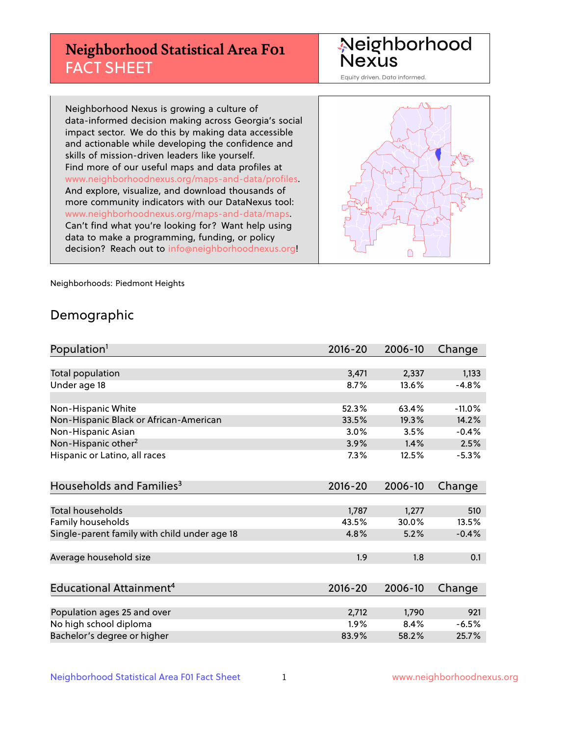# Neighborhood Statistical Area F01
## FACT SHEET

Neighborhood Nexus
Equity driven. Data informed.

Neighborhood Nexus is growing a culture of data-informed decision making across Georgia's social impact sector. We do this by making data accessible and actionable while developing the confidence and skills of mission-driven leaders like yourself. Find more of our useful maps and data profiles at www.neighborhoodnexus.org/maps-and-data/profiles. And explore, visualize, and download thousands of more community indicators with our DataNexus tool: www.neighborhoodnexus.org/maps-and-data/maps. Can't find what you're looking for? Want help using data to make a programming, funding, or policy decision? Reach out to info@neighborhoodnexus.org!

Neighborhoods: Piedmont Heights

## Demographic

| Population[1] | 2016-20 | 2006-10 | Change |
|---|---|---|---|
| Total population | 3,471 | 2,337 | 1,133 |
| Under age 18 | 8.7% | 13.6% | -4.8% |
| | | | |
| Non-Hispanic White | 52.3% | 63.4% | -11.0% |
| Non-Hispanic Black or African-American | 33.5% | 19.3% | 14.2% |
| Non-Hispanic Asian | 3.0% | 3.5% | -0.4% |
| Non-Hispanic other[2] | 3.9% | 1.4% | 2.5% |
| Hispanic or Latino, all races | 7.3% | 12.5% | -5.3% |

| Households and Families[3] | 2016-20 | 2006-10 | Change |
|---|---|---|---|
| Total households | 1,787 | 1,277 | 510 |
| Family households | 43.5% | 30.0% | 13.5% |
| Single-parent family with child under age 18 | 4.8% | 5.2% | -0.4% |
| | | | |
| Average household size | 1.9 | 1.8 | 0.1 |

| Educational Attainment[4] | 2016-20 | 2006-10 | Change |
|---|---|---|---|
| Population ages 25 and over | 2,712 | 1,790 | 921 |
| No high school diploma | 1.9% | 8.4% | -6.5% |
| Bachelor's degree or higher | 83.9% | 58.2% | 25.7% |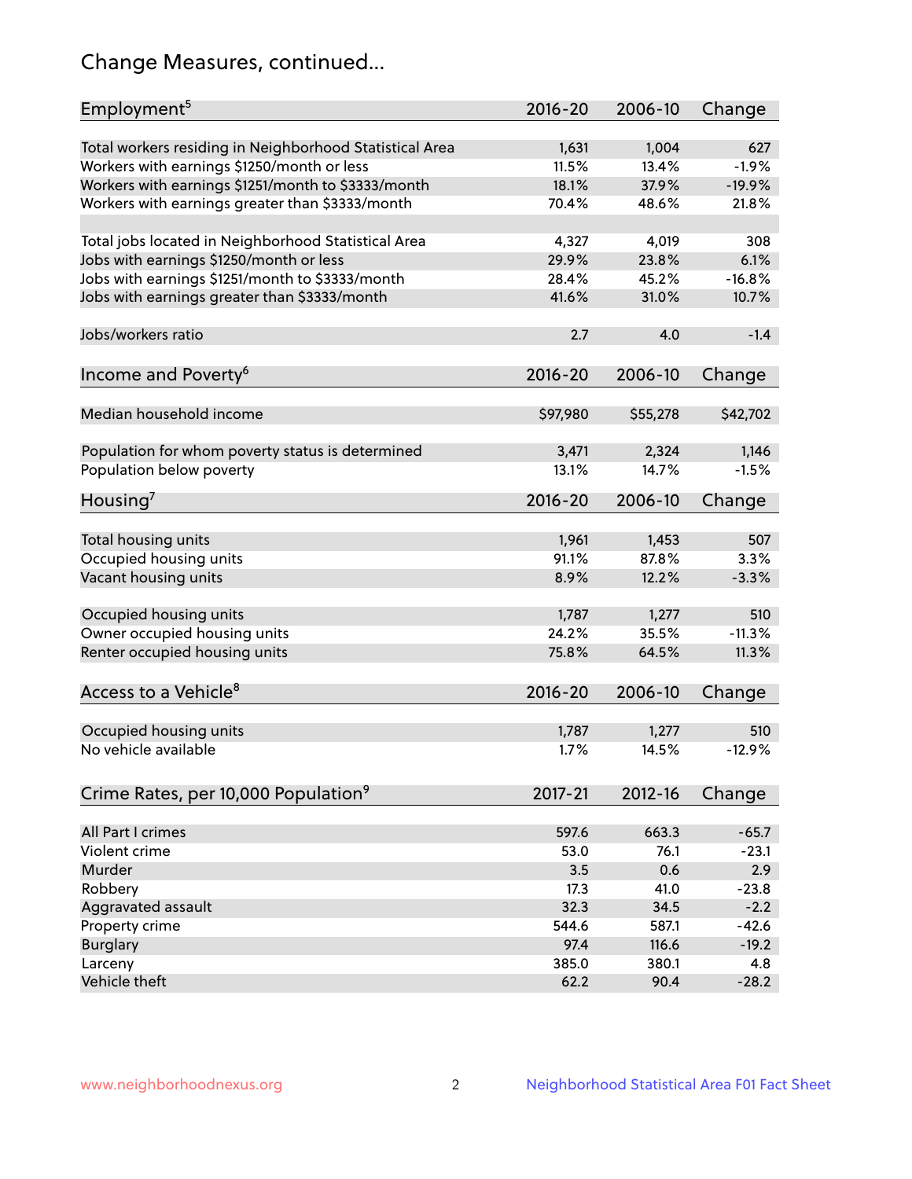# Change Measures, continued...

| Employment[5] | 2016-20 | 2006-10 | Change |
|---|---|---|---|
| Total workers residing in Neighborhood Statistical Area | 1,631 | 1,004 | 627 |
| Workers with earnings $1250/month or less | 11.5% | 13.4% | -1.9% |
| Workers with earnings $1251/month to $3333/month | 18.1% | 37.9% | -19.9% |
| Workers with earnings greater than $3333/month | 70.4% | 48.6% | 21.8% |
| | | | |
| Total jobs located in Neighborhood Statistical Area | 4,327 | 4,019 | 308 |
| Jobs with earnings $1250/month or less | 29.9% | 23.8% | 6.1% |
| Jobs with earnings $1251/month to $3333/month | 28.4% | 45.2% | -16.8% |
| Jobs with earnings greater than $3333/month | 41.6% | 31.0% | 10.7% |
| | | | |
| Jobs/workers ratio | 2.7 | 4.0 | -1.4 |

| Income and Poverty[6] | 2016-20 | 2006-10 | Change |
|---|---|---|---|
| Median household income | $97,980 | $55,278 | $42,702 |
| | | | |
| Population for whom poverty status is determined | 3,471 | 2,324 | 1,146 |
| Population below poverty | 13.1% | 14.7% | -1.5% |

| Housing[7] | 2016-20 | 2006-10 | Change |
|---|---|---|---|
| Total housing units | 1,961 | 1,453 | 507 |
| Occupied housing units | 91.1% | 87.8% | 3.3% |
| Vacant housing units | 8.9% | 12.2% | -3.3% |
| | | | |
| Occupied housing units | 1,787 | 1,277 | 510 |
| Owner occupied housing units | 24.2% | 35.5% | -11.3% |
| Renter occupied housing units | 75.8% | 64.5% | 11.3% |

| Access to a Vehicle[8] | 2016-20 | 2006-10 | Change |
|---|---|---|---|
| Occupied housing units | 1,787 | 1,277 | 510 |
| No vehicle available | 1.7% | 14.5% | -12.9% |

| Crime Rates, per 10,000 Population[9] | 2017-21 | 2012-16 | Change |
|---|---|---|---|
| All Part I crimes | 597.6 | 663.3 | -65.7 |
| Violent crime | 53.0 | 76.1 | -23.1 |
| Murder | 3.5 | 0.6 | 2.9 |
| Robbery | 17.3 | 41.0 | -23.8 |
| Aggravated assault | 32.3 | 34.5 | -2.2 |
| Property crime | 544.6 | 587.1 | -42.6 |
| Burglary | 97.4 | 116.6 | -19.2 |
| Larceny | 385.0 | 380.1 | 4.8 |
| Vehicle theft | 62.2 | 90.4 | -28.2 |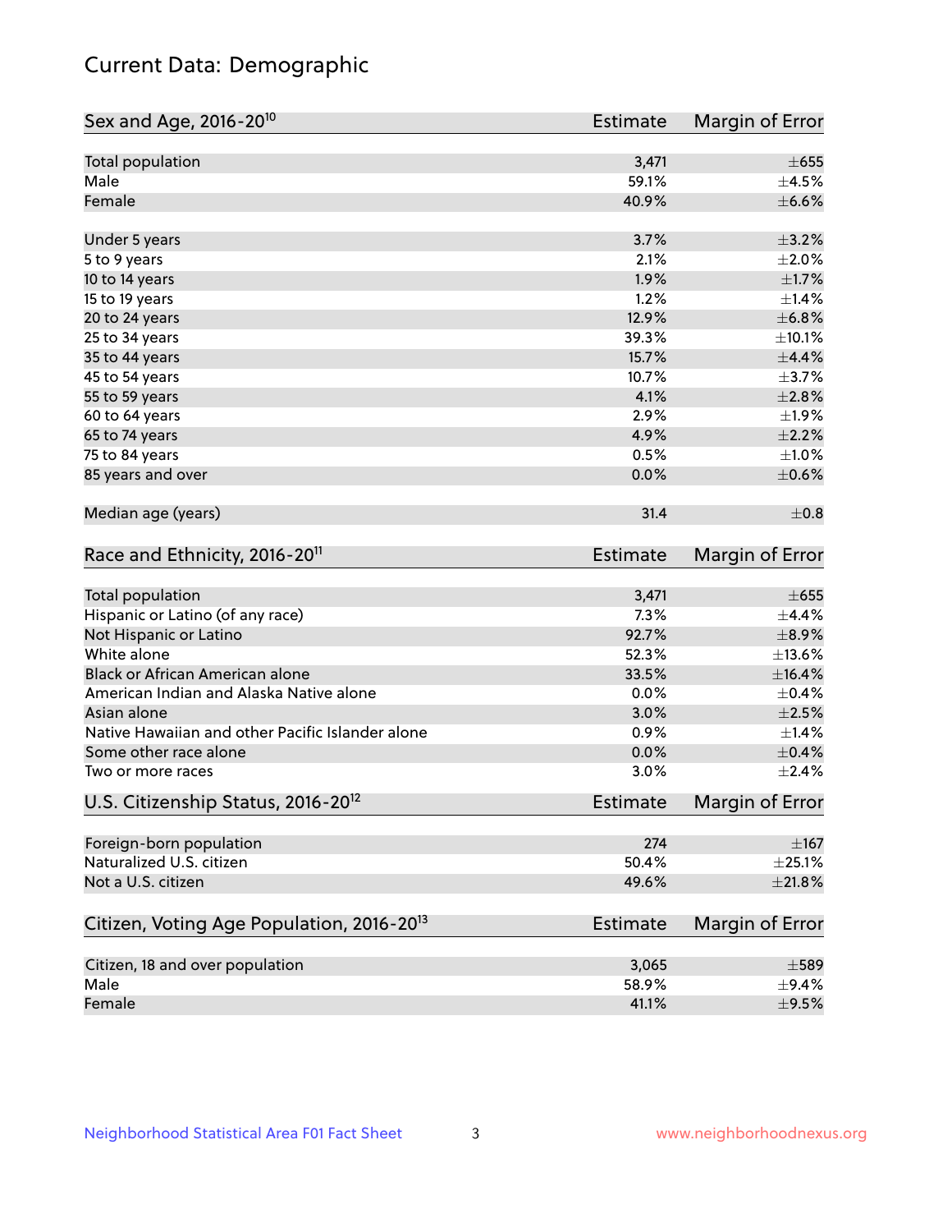# Current Data: Demographic

| Sex and Age, 2016-20[10] | Estimate | Margin of Error |
|---|---|---|
| Total population | 3,471 | ±655 |
| Male | 59.1% | ±4.5% |
| Female | 40.9% | ±6.6% |
| Under 5 years | 3.7% | ±3.2% |
| 5 to 9 years | 2.1% | ±2.0% |
| 10 to 14 years | 1.9% | ±1.7% |
| 15 to 19 years | 1.2% | ±1.4% |
| 20 to 24 years | 12.9% | ±6.8% |
| 25 to 34 years | 39.3% | ±10.1% |
| 35 to 44 years | 15.7% | ±4.4% |
| 45 to 54 years | 10.7% | ±3.7% |
| 55 to 59 years | 4.1% | ±2.8% |
| 60 to 64 years | 2.9% | ±1.9% |
| 65 to 74 years | 4.9% | ±2.2% |
| 75 to 84 years | 0.5% | ±1.0% |
| 85 years and over | 0.0% | ±0.6% |
| Median age (years) | 31.4 | ±0.8 |

| Race and Ethnicity, 2016-20[11] | Estimate | Margin of Error |
|---|---|---|
| Total population | 3,471 | ±655 |
| Hispanic or Latino (of any race) | 7.3% | ±4.4% |
| Not Hispanic or Latino | 92.7% | ±8.9% |
| White alone | 52.3% | ±13.6% |
| Black or African American alone | 33.5% | ±16.4% |
| American Indian and Alaska Native alone | 0.0% | ±0.4% |
| Asian alone | 3.0% | ±2.5% |
| Native Hawaiian and other Pacific Islander alone | 0.9% | ±1.4% |
| Some other race alone | 0.0% | ±0.4% |
| Two or more races | 3.0% | ±2.4% |

| U.S. Citizenship Status, 2016-20[12] | Estimate | Margin of Error |
|---|---|---|
| Foreign-born population | 274 | ±167 |
| Naturalized U.S. citizen | 50.4% | ±25.1% |
| Not a U.S. citizen | 49.6% | ±21.8% |

| Citizen, Voting Age Population, 2016-20[13] | Estimate | Margin of Error |
|---|---|---|
| Citizen, 18 and over population | 3,065 | ±589 |
| Male | 58.9% | ±9.4% |
| Female | 41.1% | ±9.5% |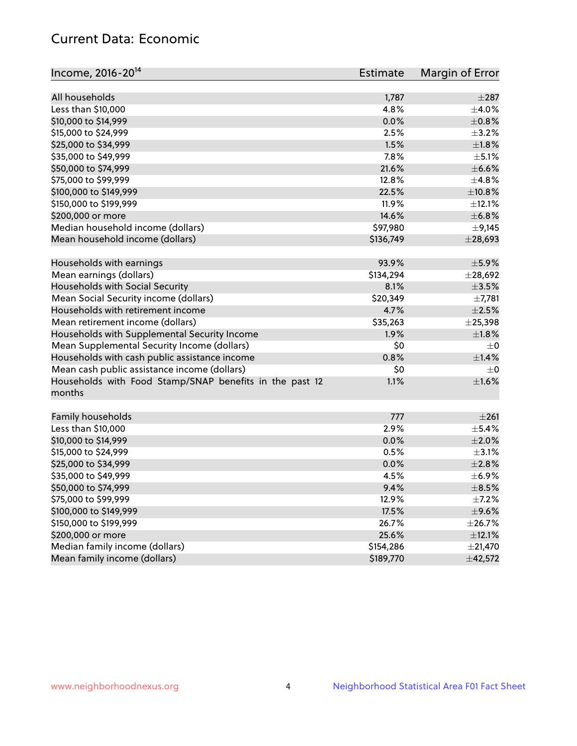# Current Data: Economic

| Income, 2016-20[14] | Estimate | Margin of Error |
|---|---|---|
| All households | 1,787 | ±287 |
| Less than $10,000 | 4.8% | ±4.0% |
| $10,000 to $14,999 | 0.0% | ±0.8% |
| $15,000 to $24,999 | 2.5% | ±3.2% |
| $25,000 to $34,999 | 1.5% | ±1.8% |
| $35,000 to $49,999 | 7.8% | ±5.1% |
| $50,000 to $74,999 | 21.6% | ±6.6% |
| $75,000 to $99,999 | 12.8% | ±4.8% |
| $100,000 to $149,999 | 22.5% | ±10.8% |
| $150,000 to $199,999 | 11.9% | ±12.1% |
| $200,000 or more | 14.6% | ±6.8% |
| Median household income (dollars) | $97,980 | ±9,145 |
| Mean household income (dollars) | $136,749 | ±28,693 |
| | | |
| Households with earnings | 93.9% | ±5.9% |
| Mean earnings (dollars) | $134,294 | ±28,692 |
| Households with Social Security | 8.1% | ±3.5% |
| Mean Social Security income (dollars) | $20,349 | ±7,781 |
| Households with retirement income | 4.7% | ±2.5% |
| Mean retirement income (dollars) | $35,263 | ±25,398 |
| Households with Supplemental Security Income | 1.9% | ±1.8% |
| Mean Supplemental Security Income (dollars) | $0 | ±0 |
| Households with cash public assistance income | 0.8% | ±1.4% |
| Mean cash public assistance income (dollars) | $0 | ±0 |
| Households with Food Stamp/SNAP benefits in the past 12 months | 1.1% | ±1.6% |
| | | |
| Family households | 777 | ±261 |
| Less than $10,000 | 2.9% | ±5.4% |
| $10,000 to $14,999 | 0.0% | ±2.0% |
| $15,000 to $24,999 | 0.5% | ±3.1% |
| $25,000 to $34,999 | 0.0% | ±2.8% |
| $35,000 to $49,999 | 4.5% | ±6.9% |
| $50,000 to $74,999 | 9.4% | ±8.5% |
| $75,000 to $99,999 | 12.9% | ±7.2% |
| $100,000 to $149,999 | 17.5% | ±9.6% |
| $150,000 to $199,999 | 26.7% | ±26.7% |
| $200,000 or more | 25.6% | ±12.1% |
| Median family income (dollars) | $154,286 | ±21,470 |
| Mean family income (dollars) | $189,770 | ±42,572 |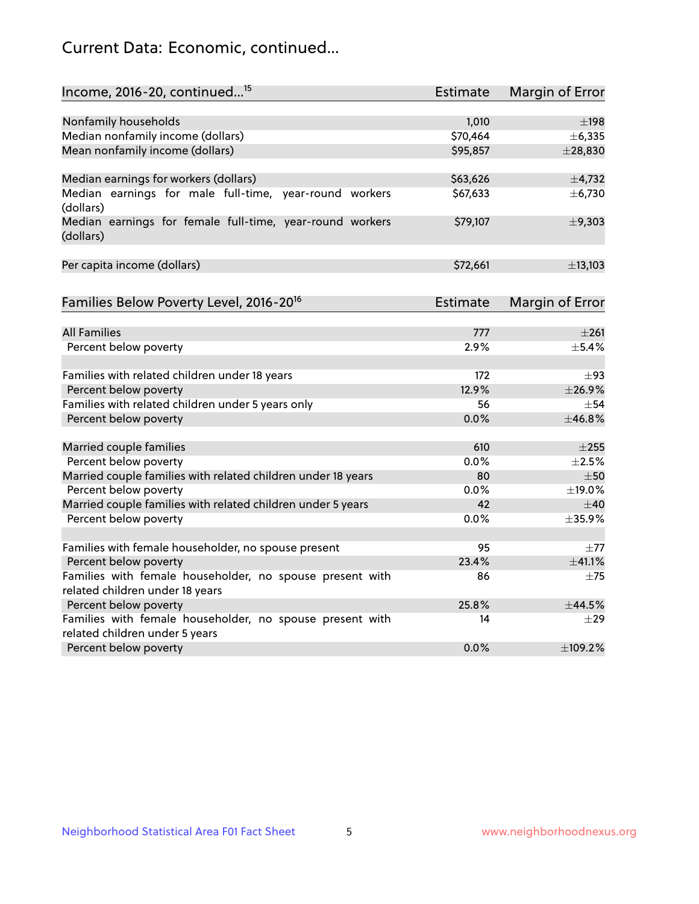# Current Data: Economic, continued...

| Income, 2016-20, continued...[15] | Estimate | Margin of Error |
|---|---|---|
| Nonfamily households | 1,010 | ±198 |
| Median nonfamily income (dollars) | $70,464 | ±6,335 |
| Mean nonfamily income (dollars) | $95,857 | ±28,830 |
| | | |
| Median earnings for workers (dollars) | $63,626 | ±4,732 |
| Median earnings for male full-time, year-round workers (dollars) | $67,633 | ±6,730 |
| Median earnings for female full-time, year-round workers (dollars) | $79,107 | ±9,303 |
| | | |
| Per capita income (dollars) | $72,661 | ±13,103 |

| Families Below Poverty Level, 2016-20[16] | Estimate | Margin of Error |
|---|---|---|
| All Families | 777 | ±261 |
| Percent below poverty | 2.9% | ±5.4% |
| | | |
| Families with related children under 18 years | 172 | ±93 |
| Percent below poverty | 12.9% | ±26.9% |
| Families with related children under 5 years only | 56 | ±54 |
| Percent below poverty | 0.0% | ±46.8% |
| | | |
| Married couple families | 610 | ±255 |
| Percent below poverty | 0.0% | ±2.5% |
| Married couple families with related children under 18 years | 80 | ±50 |
| Percent below poverty | 0.0% | ±19.0% |
| Married couple families with related children under 5 years | 42 | ±40 |
| Percent below poverty | 0.0% | ±35.9% |
| | | |
| Families with female householder, no spouse present | 95 | ±77 |
| Percent below poverty | 23.4% | ±41.1% |
| Families with female householder, no spouse present with related children under 18 years | 86 | ±75 |
| Percent below poverty | 25.8% | ±44.5% |
| Families with female householder, no spouse present with related children under 5 years | 14 | ±29 |
| Percent below poverty | 0.0% | ±109.2% |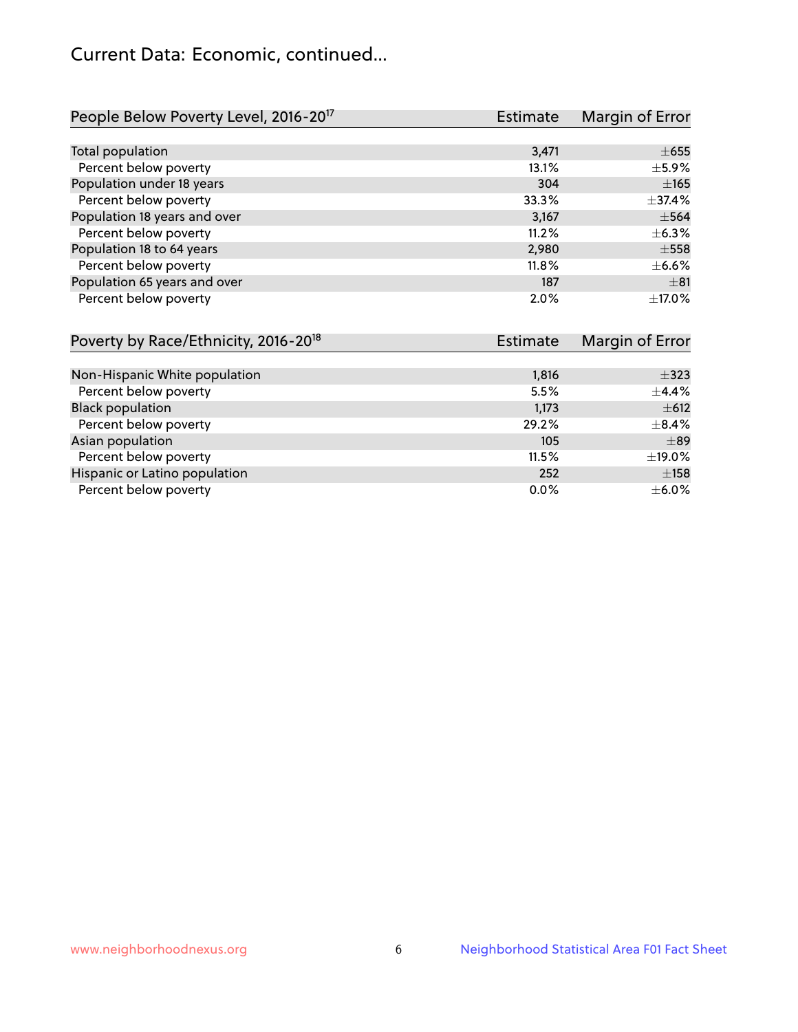## Current Data: Economic, continued...

| People Below Poverty Level, 2016-20[17] | Estimate | Margin of Error |
|---|---|---|
| Total population | 3,471 | ±655 |
| Percent below poverty | 13.1% | ±5.9% |
| Population under 18 years | 304 | ±165 |
| Percent below poverty | 33.3% | ±37.4% |
| Population 18 years and over | 3,167 | ±564 |
| Percent below poverty | 11.2% | ±6.3% |
| Population 18 to 64 years | 2,980 | ±558 |
| Percent below poverty | 11.8% | ±6.6% |
| Population 65 years and over | 187 | ±81 |
| Percent below poverty | 2.0% | ±17.0% |

| Poverty by Race/Ethnicity, 2016-20[18] | Estimate | Margin of Error |
|---|---|---|
| Non-Hispanic White population | 1,816 | ±323 |
| Percent below poverty | 5.5% | ±4.4% |
| Black population | 1,173 | ±612 |
| Percent below poverty | 29.2% | ±8.4% |
| Asian population | 105 | ±89 |
| Percent below poverty | 11.5% | ±19.0% |
| Hispanic or Latino population | 252 | ±158 |
| Percent below poverty | 0.0% | ±6.0% |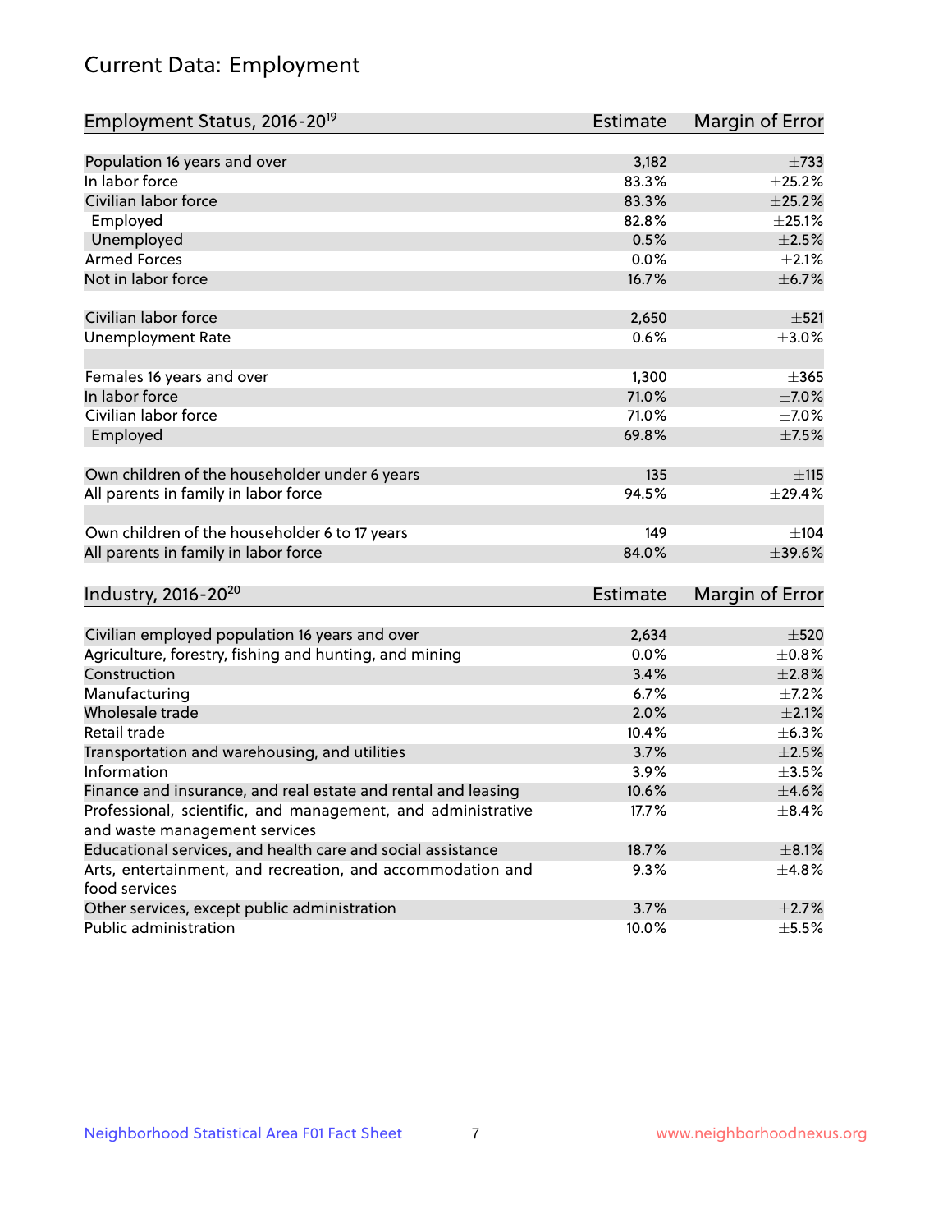# Current Data: Employment

| Employment Status, 2016-20[19] | Estimate | Margin of Error |
|---|---|---|
| Population 16 years and over | 3,182 | ±733 |
| In labor force | 83.3% | ±25.2% |
| Civilian labor force | 83.3% | ±25.2% |
| Employed | 82.8% | ±25.1% |
| Unemployed | 0.5% | ±2.5% |
| Armed Forces | 0.0% | ±2.1% |
| Not in labor force | 16.7% | ±6.7% |
| | | |
| Civilian labor force | 2,650 | ±521 |
| Unemployment Rate | 0.6% | ±3.0% |
| | | |
| Females 16 years and over | 1,300 | ±365 |
| In labor force | 71.0% | ±7.0% |
| Civilian labor force | 71.0% | ±7.0% |
| Employed | 69.8% | ±7.5% |
| | | |
| Own children of the householder under 6 years | 135 | ±115 |
| All parents in family in labor force | 94.5% | ±29.4% |
| | | |
| Own children of the householder 6 to 17 years | 149 | ±104 |
| All parents in family in labor force | 84.0% | ±39.6% |

| Industry, 2016-20[20] | Estimate | Margin of Error |
|---|---|---|
| Civilian employed population 16 years and over | 2,634 | ±520 |
| Agriculture, forestry, fishing and hunting, and mining | 0.0% | ±0.8% |
| Construction | 3.4% | ±2.8% |
| Manufacturing | 6.7% | ±7.2% |
| Wholesale trade | 2.0% | ±2.1% |
| Retail trade | 10.4% | ±6.3% |
| Transportation and warehousing, and utilities | 3.7% | ±2.5% |
| Information | 3.9% | ±3.5% |
| Finance and insurance, and real estate and rental and leasing | 10.6% | ±4.6% |
| Professional, scientific, and management, and administrative and waste management services | 17.7% | ±8.4% |
| Educational services, and health care and social assistance | 18.7% | ±8.1% |
| Arts, entertainment, and recreation, and accommodation and food services | 9.3% | ±4.8% |
| Other services, except public administration | 3.7% | ±2.7% |
| Public administration | 10.0% | ±5.5% |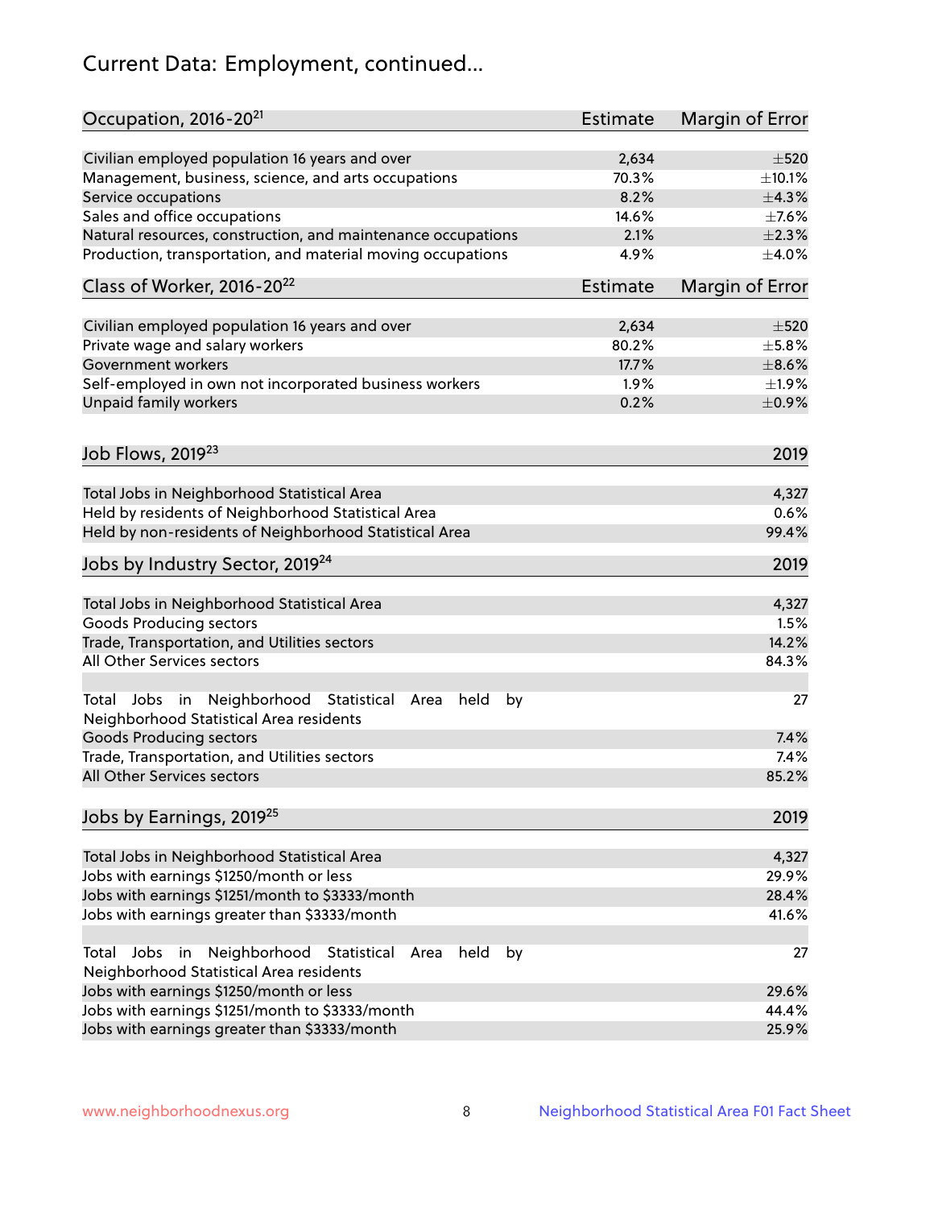# Current Data: Employment, continued...

| Occupation, 2016-20[21] | Estimate | Margin of Error |
|---|---|---|
| Civilian employed population 16 years and over | 2,634 | ±520 |
| Management, business, science, and arts occupations | 70.3% | ±10.1% |
| Service occupations | 8.2% | ±4.3% |
| Sales and office occupations | 14.6% | ±7.6% |
| Natural resources, construction, and maintenance occupations | 2.1% | ±2.3% |
| Production, transportation, and material moving occupations | 4.9% | ±4.0% |

| Class of Worker, 2016-20[22] | Estimate | Margin of Error |
|---|---|---|
| Civilian employed population 16 years and over | 2,634 | ±520 |
| Private wage and salary workers | 80.2% | ±5.8% |
| Government workers | 17.7% | ±8.6% |
| Self-employed in own not incorporated business workers | 1.9% | ±1.9% |
| Unpaid family workers | 0.2% | ±0.9% |

| Job Flows, 2019[23] | 2019 |
|---|---|
| Total Jobs in Neighborhood Statistical Area | 4,327 |
| Held by residents of Neighborhood Statistical Area | 0.6% |
| Held by non-residents of Neighborhood Statistical Area | 99.4% |

| Jobs by Industry Sector, 2019[24] | 2019 |
|---|---|
| Total Jobs in Neighborhood Statistical Area | 4,327 |
| Goods Producing sectors | 1.5% |
| Trade, Transportation, and Utilities sectors | 14.2% |
| All Other Services sectors | 84.3% |
| | |
| Total Jobs in Neighborhood Statistical Area held by Neighborhood Statistical Area residents | 27 |
| Goods Producing sectors | 7.4% |
| Trade, Transportation, and Utilities sectors | 7.4% |
| All Other Services sectors | 85.2% |

| Jobs by Earnings, 2019[25] | 2019 |
|---|---|
| Total Jobs in Neighborhood Statistical Area | 4,327 |
| Jobs with earnings $1250/month or less | 29.9% |
| Jobs with earnings $1251/month to $3333/month | 28.4% |
| Jobs with earnings greater than $3333/month | 41.6% |
| | |
| Total Jobs in Neighborhood Statistical Area held by Neighborhood Statistical Area residents | 27 |
| Jobs with earnings $1250/month or less | 29.6% |
| Jobs with earnings $1251/month to $3333/month | 44.4% |
| Jobs with earnings greater than $3333/month | 25.9% |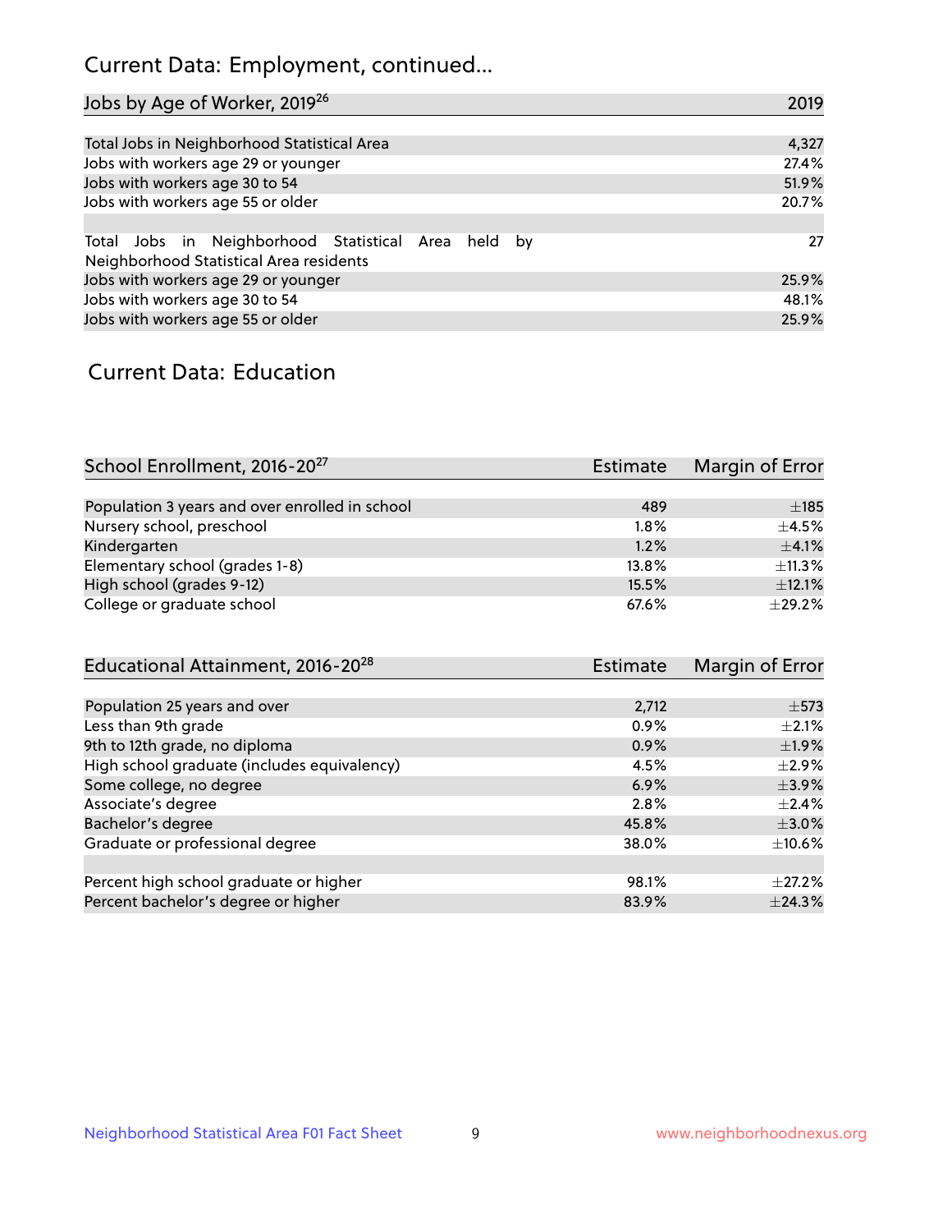## Current Data: Employment, continued...

| Jobs by Age of Worker, 2019[26] | 2019 |
|---|---|
| Total Jobs in Neighborhood Statistical Area | 4,327 |
| Jobs with workers age 29 or younger | 27.4% |
| Jobs with workers age 30 to 54 | 51.9% |
| Jobs with workers age 55 or older | 20.7% |
| | |
| Total Jobs in Neighborhood Statistical Area held by Neighborhood Statistical Area residents | 27 |
| Jobs with workers age 29 or younger | 25.9% |
| Jobs with workers age 30 to 54 | 48.1% |
| Jobs with workers age 55 or older | 25.9% |

## Current Data: Education

| School Enrollment, 2016-20[27] | Estimate | Margin of Error |
|---|---|---|
| Population 3 years and over enrolled in school | 489 | ±185 |
| Nursery school, preschool | 1.8% | ±4.5% |
| Kindergarten | 1.2% | ±4.1% |
| Elementary school (grades 1-8) | 13.8% | ±11.3% |
| High school (grades 9-12) | 15.5% | ±12.1% |
| College or graduate school | 67.6% | ±29.2% |

| Educational Attainment, 2016-20[28] | Estimate | Margin of Error |
|---|---|---|
| Population 25 years and over | 2,712 | ±573 |
| Less than 9th grade | 0.9% | ±2.1% |
| 9th to 12th grade, no diploma | 0.9% | ±1.9% |
| High school graduate (includes equivalency) | 4.5% | ±2.9% |
| Some college, no degree | 6.9% | ±3.9% |
| Associate's degree | 2.8% | ±2.4% |
| Bachelor's degree | 45.8% | ±3.0% |
| Graduate or professional degree | 38.0% | ±10.6% |
| | | |
| Percent high school graduate or higher | 98.1% | ±27.2% |
| Percent bachelor's degree or higher | 83.9% | ±24.3% |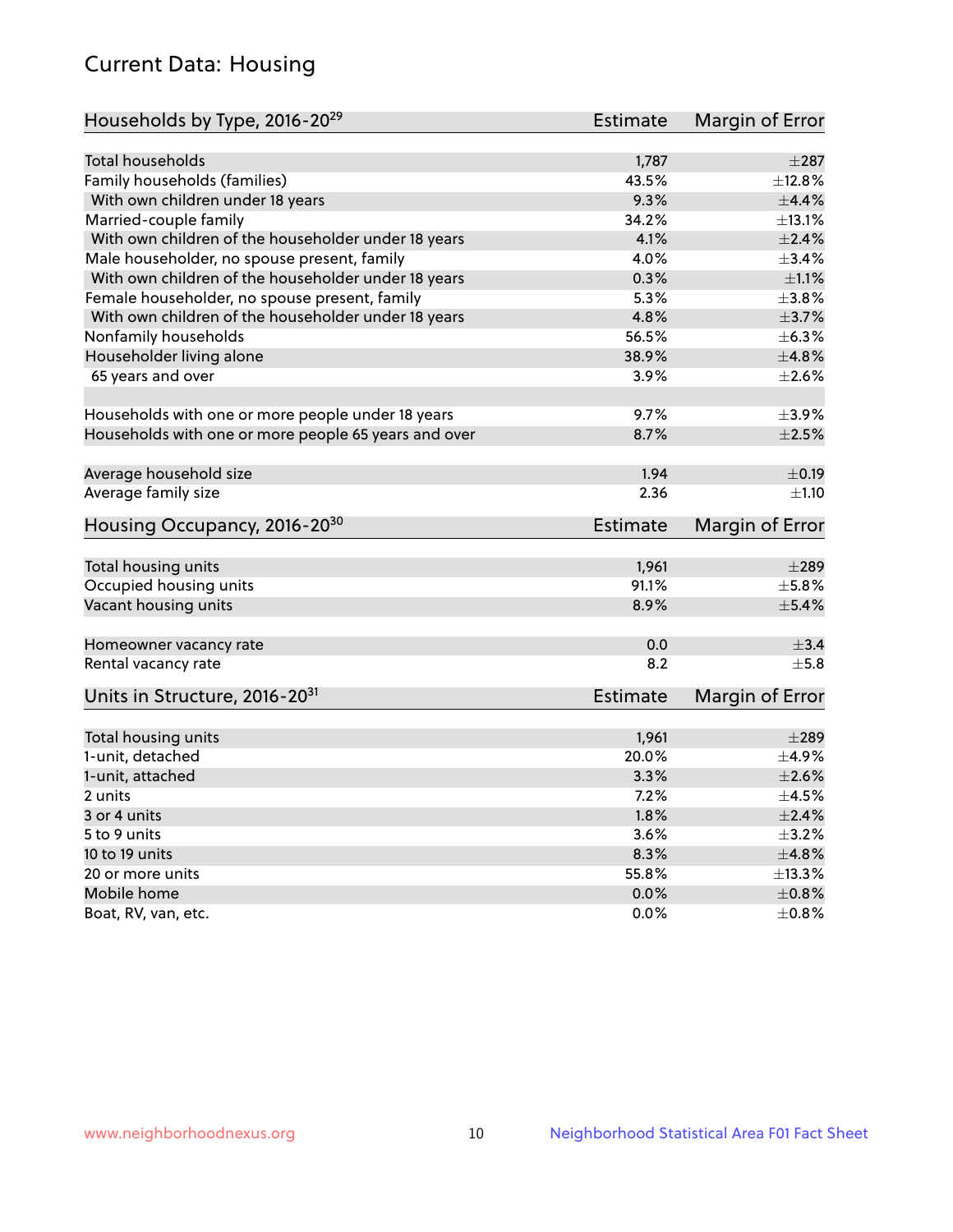# Current Data: Housing

| Households by Type, 2016-20[29] | Estimate | Margin of Error |
|---|---|---|
| Total households | 1,787 | ±287 |
| Family households (families) | 43.5% | ±12.8% |
| With own children under 18 years | 9.3% | ±4.4% |
| Married-couple family | 34.2% | ±13.1% |
| With own children of the householder under 18 years | 4.1% | ±2.4% |
| Male householder, no spouse present, family | 4.0% | ±3.4% |
| With own children of the householder under 18 years | 0.3% | ±1.1% |
| Female householder, no spouse present, family | 5.3% | ±3.8% |
| With own children of the householder under 18 years | 4.8% | ±3.7% |
| Nonfamily households | 56.5% | ±6.3% |
| Householder living alone | 38.9% | ±4.8% |
| 65 years and over | 3.9% | ±2.6% |
| Households with one or more people under 18 years | 9.7% | ±3.9% |
| Households with one or more people 65 years and over | 8.7% | ±2.5% |
| Average household size | 1.94 | ±0.19 |
| Average family size | 2.36 | ±1.10 |

| Housing Occupancy, 2016-20[30] | Estimate | Margin of Error |
|---|---|---|
| Total housing units | 1,961 | ±289 |
| Occupied housing units | 91.1% | ±5.8% |
| Vacant housing units | 8.9% | ±5.4% |
| Homeowner vacancy rate | 0.0 | ±3.4 |
| Rental vacancy rate | 8.2 | ±5.8 |

| Units in Structure, 2016-20[31] | Estimate | Margin of Error |
|---|---|---|
| Total housing units | 1,961 | ±289 |
| 1-unit, detached | 20.0% | ±4.9% |
| 1-unit, attached | 3.3% | ±2.6% |
| 2 units | 7.2% | ±4.5% |
| 3 or 4 units | 1.8% | ±2.4% |
| 5 to 9 units | 3.6% | ±3.2% |
| 10 to 19 units | 8.3% | ±4.8% |
| 20 or more units | 55.8% | ±13.3% |
| Mobile home | 0.0% | ±0.8% |
| Boat, RV, van, etc. | 0.0% | ±0.8% |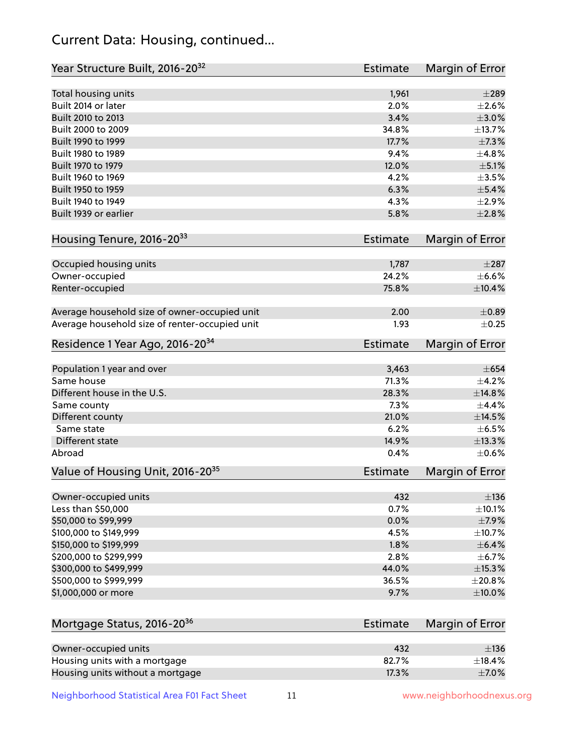# Current Data: Housing, continued...

| Year Structure Built, 2016-20[32] | Estimate | Margin of Error |
|---|---|---|
| Total housing units | 1,961 | ±289 |
| Built 2014 or later | 2.0% | ±2.6% |
| Built 2010 to 2013 | 3.4% | ±3.0% |
| Built 2000 to 2009 | 34.8% | ±13.7% |
| Built 1990 to 1999 | 17.7% | ±7.3% |
| Built 1980 to 1989 | 9.4% | ±4.8% |
| Built 1970 to 1979 | 12.0% | ±5.1% |
| Built 1960 to 1969 | 4.2% | ±3.5% |
| Built 1950 to 1959 | 6.3% | ±5.4% |
| Built 1940 to 1949 | 4.3% | ±2.9% |
| Built 1939 or earlier | 5.8% | ±2.8% |

| Housing Tenure, 2016-20[33] | Estimate | Margin of Error |
|---|---|---|
| Occupied housing units | 1,787 | ±287 |
| Owner-occupied | 24.2% | ±6.6% |
| Renter-occupied | 75.8% | ±10.4% |
| Average household size of owner-occupied unit | 2.00 | ±0.89 |
| Average household size of renter-occupied unit | 1.93 | ±0.25 |

| Residence 1 Year Ago, 2016-20[34] | Estimate | Margin of Error |
|---|---|---|
| Population 1 year and over | 3,463 | ±654 |
| Same house | 71.3% | ±4.2% |
| Different house in the U.S. | 28.3% | ±14.8% |
| Same county | 7.3% | ±4.4% |
| Different county | 21.0% | ±14.5% |
| Same state | 6.2% | ±6.5% |
| Different state | 14.9% | ±13.3% |
| Abroad | 0.4% | ±0.6% |

| Value of Housing Unit, 2016-20[35] | Estimate | Margin of Error |
|---|---|---|
| Owner-occupied units | 432 | ±136 |
| Less than $50,000 | 0.7% | ±10.1% |
| $50,000 to $99,999 | 0.0% | ±7.9% |
| $100,000 to $149,999 | 4.5% | ±10.7% |
| $150,000 to $199,999 | 1.8% | ±6.4% |
| $200,000 to $299,999 | 2.8% | ±6.7% |
| $300,000 to $499,999 | 44.0% | ±15.3% |
| $500,000 to $999,999 | 36.5% | ±20.8% |
| $1,000,000 or more | 9.7% | ±10.0% |

| Mortgage Status, 2016-20[36] | Estimate | Margin of Error |
|---|---|---|
| Owner-occupied units | 432 | ±136 |
| Housing units with a mortgage | 82.7% | ±18.4% |
| Housing units without a mortgage | 17.3% | ±7.0% |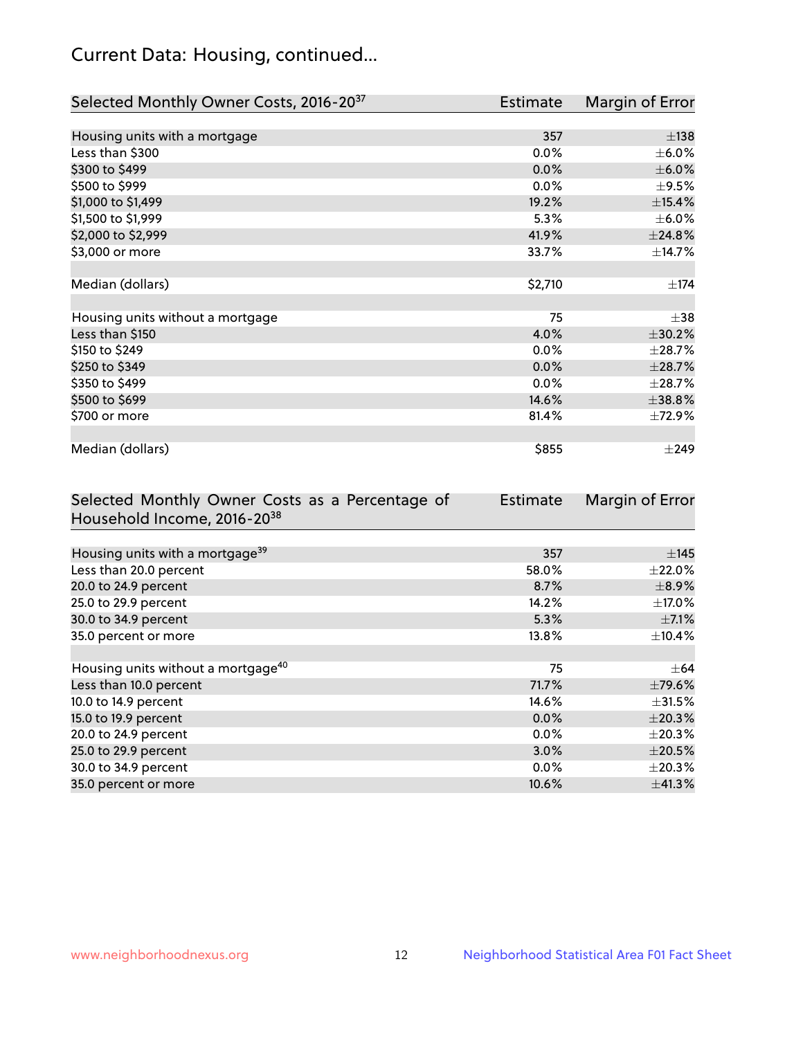## Current Data: Housing, continued...

| Selected Monthly Owner Costs, 2016-20[37] | Estimate | Margin of Error |
|---|---|---|
| Housing units with a mortgage | 357 | ±138 |
| Less than $300 | 0.0% | ±6.0% |
| $300 to $499 | 0.0% | ±6.0% |
| $500 to $999 | 0.0% | ±9.5% |
| $1,000 to $1,499 | 19.2% | ±15.4% |
| $1,500 to $1,999 | 5.3% | ±6.0% |
| $2,000 to $2,999 | 41.9% | ±24.8% |
| $3,000 or more | 33.7% | ±14.7% |
| | | |
| Median (dollars) | $2,710 | ±174 |
| | | |
| Housing units without a mortgage | 75 | ±38 |
| Less than $150 | 4.0% | ±30.2% |
| $150 to $249 | 0.0% | ±28.7% |
| $250 to $349 | 0.0% | ±28.7% |
| $350 to $499 | 0.0% | ±28.7% |
| $500 to $699 | 14.6% | ±38.8% |
| $700 or more | 81.4% | ±72.9% |
| | | |
| Median (dollars) | $855 | ±249 |

| Selected Monthly Owner Costs as a Percentage of Household Income, 2016-20[38] | Estimate | Margin of Error |
|---|---|---|
| Housing units with a mortgage[39] | 357 | ±145 |
| Less than 20.0 percent | 58.0% | ±22.0% |
| 20.0 to 24.9 percent | 8.7% | ±8.9% |
| 25.0 to 29.9 percent | 14.2% | ±17.0% |
| 30.0 to 34.9 percent | 5.3% | ±7.1% |
| 35.0 percent or more | 13.8% | ±10.4% |
| | | |
| Housing units without a mortgage[40] | 75 | ±64 |
| Less than 10.0 percent | 71.7% | ±79.6% |
| 10.0 to 14.9 percent | 14.6% | ±31.5% |
| 15.0 to 19.9 percent | 0.0% | ±20.3% |
| 20.0 to 24.9 percent | 0.0% | ±20.3% |
| 25.0 to 29.9 percent | 3.0% | ±20.5% |
| 30.0 to 34.9 percent | 0.0% | ±20.3% |
| 35.0 percent or more | 10.6% | ±41.3% |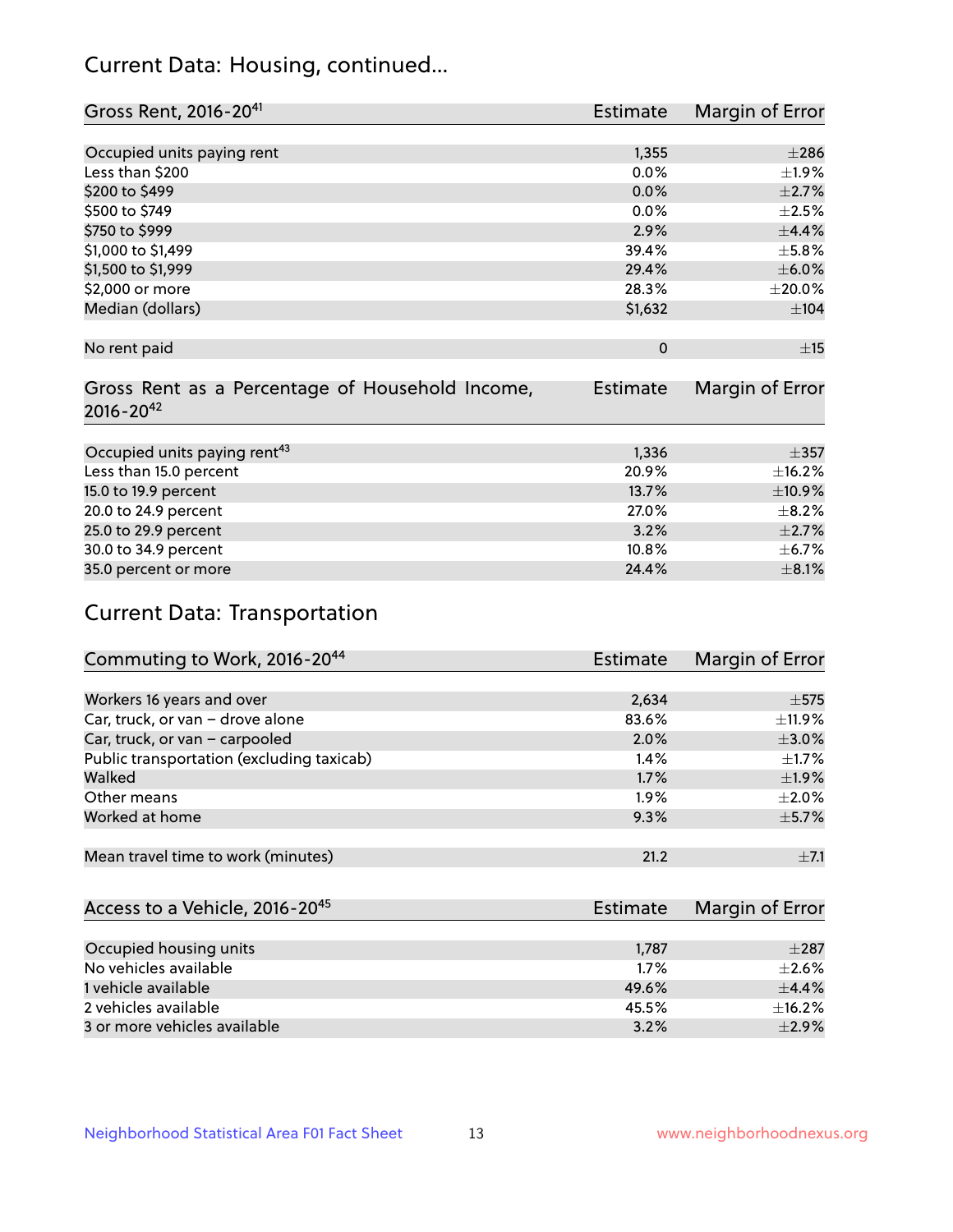## Current Data: Housing, continued...

| Gross Rent, 2016-20[41] | Estimate | Margin of Error |
|---|---|---|
| Occupied units paying rent | 1,355 | ±286 |
| Less than $200 | 0.0% | ±1.9% |
| $200 to $499 | 0.0% | ±2.7% |
| $500 to $749 | 0.0% | ±2.5% |
| $750 to $999 | 2.9% | ±4.4% |
| $1,000 to $1,499 | 39.4% | ±5.8% |
| $1,500 to $1,999 | 29.4% | ±6.0% |
| $2,000 or more | 28.3% | ±20.0% |
| Median (dollars) | $1,632 | ±104 |
| No rent paid | 0 | ±15 |

| Gross Rent as a Percentage of Household Income, 2016-20[42] | Estimate | Margin of Error |
|---|---|---|
| Occupied units paying rent[43] | 1,336 | ±357 |
| Less than 15.0 percent | 20.9% | ±16.2% |
| 15.0 to 19.9 percent | 13.7% | ±10.9% |
| 20.0 to 24.9 percent | 27.0% | ±8.2% |
| 25.0 to 29.9 percent | 3.2% | ±2.7% |
| 30.0 to 34.9 percent | 10.8% | ±6.7% |
| 35.0 percent or more | 24.4% | ±8.1% |

## Current Data: Transportation

| Commuting to Work, 2016-20[44] | Estimate | Margin of Error |
|---|---|---|
| Workers 16 years and over | 2,634 | ±575 |
| Car, truck, or van – drove alone | 83.6% | ±11.9% |
| Car, truck, or van – carpooled | 2.0% | ±3.0% |
| Public transportation (excluding taxicab) | 1.4% | ±1.7% |
| Walked | 1.7% | ±1.9% |
| Other means | 1.9% | ±2.0% |
| Worked at home | 9.3% | ±5.7% |
| Mean travel time to work (minutes) | 21.2 | ±7.1 |

| Access to a Vehicle, 2016-20[45] | Estimate | Margin of Error |
|---|---|---|
| Occupied housing units | 1,787 | ±287 |
| No vehicles available | 1.7% | ±2.6% |
| 1 vehicle available | 49.6% | ±4.4% |
| 2 vehicles available | 45.5% | ±16.2% |
| 3 or more vehicles available | 3.2% | ±2.9% |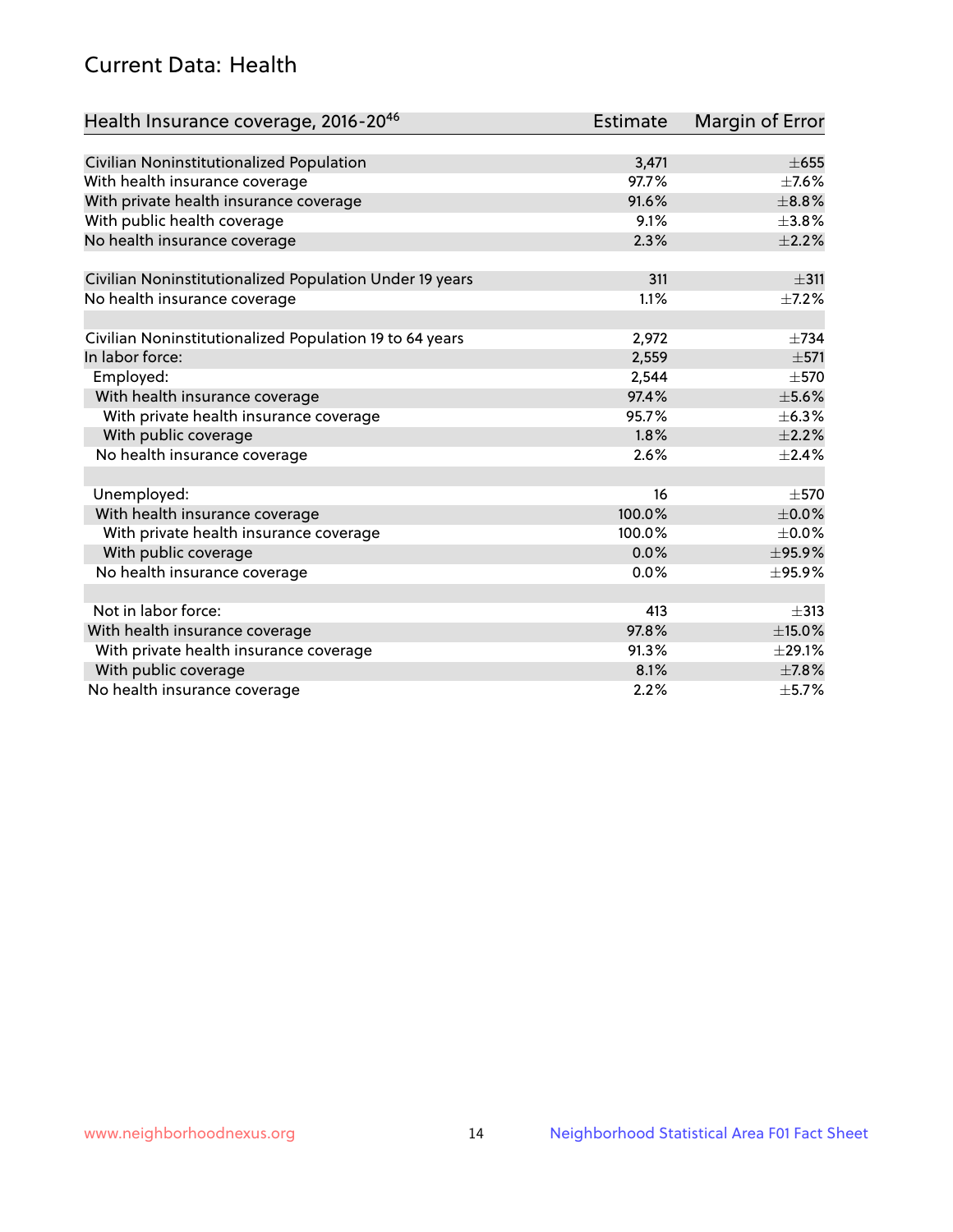## Current Data: Health

| Health Insurance coverage, 2016-20[46] | Estimate | Margin of Error |
|---|---|---|
| Civilian Noninstitutionalized Population | 3,471 | ±655 |
| With health insurance coverage | 97.7% | ±7.6% |
| With private health insurance coverage | 91.6% | ±8.8% |
| With public health coverage | 9.1% | ±3.8% |
| No health insurance coverage | 2.3% | ±2.2% |
| | | |
| Civilian Noninstitutionalized Population Under 19 years | 311 | ±311 |
| No health insurance coverage | 1.1% | ±7.2% |
| | | |
| Civilian Noninstitutionalized Population 19 to 64 years | 2,972 | ±734 |
| In labor force: | 2,559 | ±571 |
| Employed: | 2,544 | ±570 |
| With health insurance coverage | 97.4% | ±5.6% |
| With private health insurance coverage | 95.7% | ±6.3% |
| With public coverage | 1.8% | ±2.2% |
| No health insurance coverage | 2.6% | ±2.4% |
| | | |
| Unemployed: | 16 | ±570 |
| With health insurance coverage | 100.0% | ±0.0% |
| With private health insurance coverage | 100.0% | ±0.0% |
| With public coverage | 0.0% | ±95.9% |
| No health insurance coverage | 0.0% | ±95.9% |
| | | |
| Not in labor force: | 413 | ±313 |
| With health insurance coverage | 97.8% | ±15.0% |
| With private health insurance coverage | 91.3% | ±29.1% |
| With public coverage | 8.1% | ±7.8% |
| No health insurance coverage | 2.2% | ±5.7% |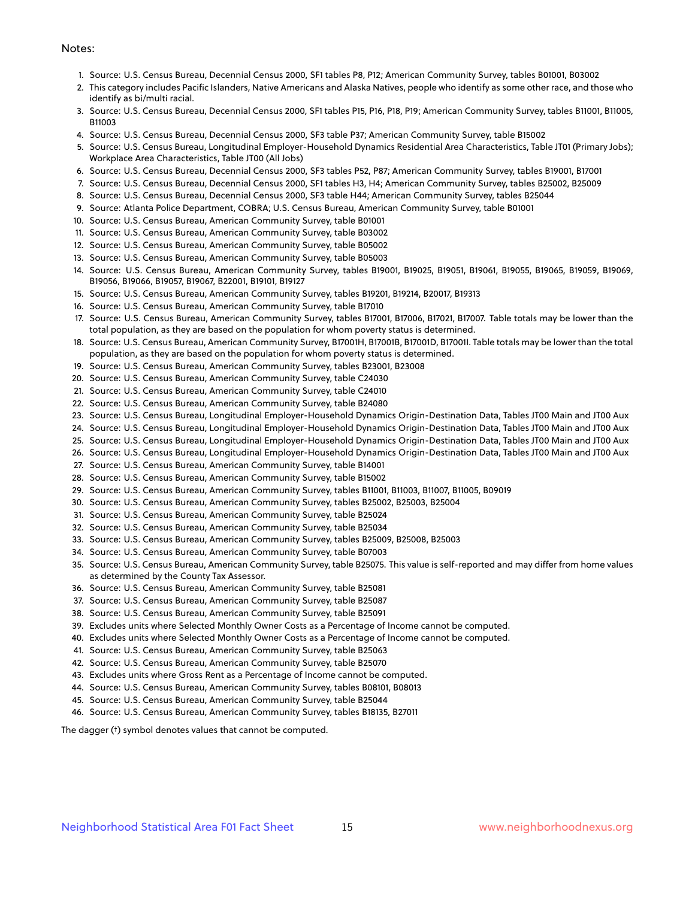Notes:

1. Source: U.S. Census Bureau, Decennial Census 2000, SF1 tables P8, P12; American Community Survey, tables B01001, B03002
2. This category includes Pacific Islanders, Native Americans and Alaska Natives, people who identify as some other race, and those who identify as bi/multi racial.
3. Source: U.S. Census Bureau, Decennial Census 2000, SF1 tables P15, P16, P18, P19; American Community Survey, tables B11001, B11005, B11003
4. Source: U.S. Census Bureau, Decennial Census 2000, SF3 table P37; American Community Survey, table B15002
5. Source: U.S. Census Bureau, Longitudinal Employer-Household Dynamics Residential Area Characteristics, Table JT01 (Primary Jobs); Workplace Area Characteristics, Table JT00 (All Jobs)
6. Source: U.S. Census Bureau, Decennial Census 2000, SF3 tables P52, P87; American Community Survey, tables B19001, B17001
7. Source: U.S. Census Bureau, Decennial Census 2000, SF1 tables H3, H4; American Community Survey, tables B25002, B25009
8. Source: U.S. Census Bureau, Decennial Census 2000, SF3 table H44; American Community Survey, tables B25044
9. Source: Atlanta Police Department, COBRA; U.S. Census Bureau, American Community Survey, table B01001
10. Source: U.S. Census Bureau, American Community Survey, table B01001
11. Source: U.S. Census Bureau, American Community Survey, table B03002
12. Source: U.S. Census Bureau, American Community Survey, table B05002
13. Source: U.S. Census Bureau, American Community Survey, table B05003
14. Source: U.S. Census Bureau, American Community Survey, tables B19001, B19025, B19051, B19061, B19055, B19065, B19059, B19069, B19056, B19066, B19057, B19067, B22001, B19101, B19127
15. Source: U.S. Census Bureau, American Community Survey, tables B19201, B19214, B20017, B19313
16. Source: U.S. Census Bureau, American Community Survey, table B17010
17. Source: U.S. Census Bureau, American Community Survey, tables B17001, B17006, B17021, B17007. Table totals may be lower than the total population, as they are based on the population for whom poverty status is determined.
18. Source: U.S. Census Bureau, American Community Survey, B17001H, B17001B, B17001D, B17001I. Table totals may be lower than the total population, as they are based on the population for whom poverty status is determined.
19. Source: U.S. Census Bureau, American Community Survey, tables B23001, B23008
20. Source: U.S. Census Bureau, American Community Survey, table C24030
21. Source: U.S. Census Bureau, American Community Survey, table C24010
22. Source: U.S. Census Bureau, American Community Survey, table B24080
23. Source: U.S. Census Bureau, Longitudinal Employer-Household Dynamics Origin-Destination Data, Tables JT00 Main and JT00 Aux
24. Source: U.S. Census Bureau, Longitudinal Employer-Household Dynamics Origin-Destination Data, Tables JT00 Main and JT00 Aux
25. Source: U.S. Census Bureau, Longitudinal Employer-Household Dynamics Origin-Destination Data, Tables JT00 Main and JT00 Aux
26. Source: U.S. Census Bureau, Longitudinal Employer-Household Dynamics Origin-Destination Data, Tables JT00 Main and JT00 Aux
27. Source: U.S. Census Bureau, American Community Survey, table B14001
28. Source: U.S. Census Bureau, American Community Survey, table B15002
29. Source: U.S. Census Bureau, American Community Survey, tables B11001, B11003, B11007, B11005, B09019
30. Source: U.S. Census Bureau, American Community Survey, tables B25002, B25003, B25004
31. Source: U.S. Census Bureau, American Community Survey, table B25024
32. Source: U.S. Census Bureau, American Community Survey, table B25034
33. Source: U.S. Census Bureau, American Community Survey, tables B25009, B25008, B25003
34. Source: U.S. Census Bureau, American Community Survey, table B07003
35. Source: U.S. Census Bureau, American Community Survey, table B25075. This value is self-reported and may differ from home values as determined by the County Tax Assessor.
36. Source: U.S. Census Bureau, American Community Survey, table B25081
37. Source: U.S. Census Bureau, American Community Survey, table B25087
38. Source: U.S. Census Bureau, American Community Survey, table B25091
39. Excludes units where Selected Monthly Owner Costs as a Percentage of Income cannot be computed.
40. Excludes units where Selected Monthly Owner Costs as a Percentage of Income cannot be computed.
41. Source: U.S. Census Bureau, American Community Survey, table B25063
42. Source: U.S. Census Bureau, American Community Survey, table B25070
43. Excludes units where Gross Rent as a Percentage of Income cannot be computed.
44. Source: U.S. Census Bureau, American Community Survey, tables B08101, B08013
45. Source: U.S. Census Bureau, American Community Survey, table B25044
46. Source: U.S. Census Bureau, American Community Survey, tables B18135, B27011

The dagger (†) symbol denotes values that cannot be computed.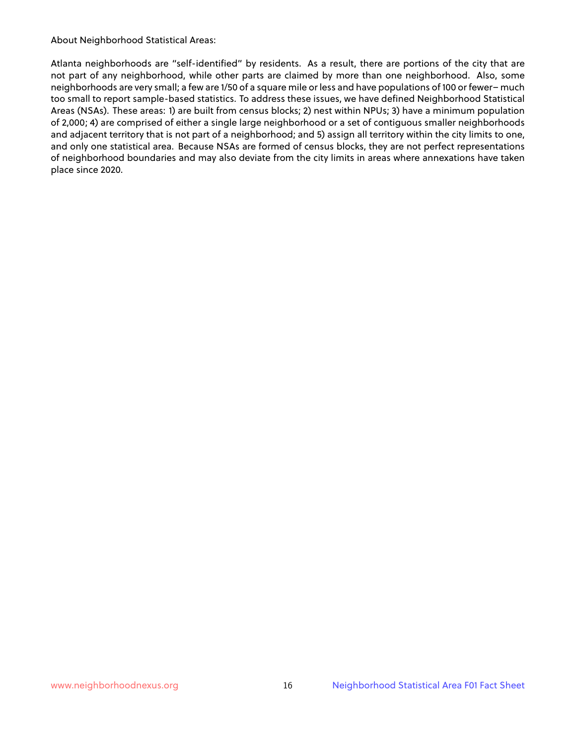About Neighborhood Statistical Areas:

Atlanta neighborhoods are "self-identified" by residents. As a result, there are portions of the city that are not part of any neighborhood, while other parts are claimed by more than one neighborhood. Also, some neighborhoods are very small; a few are 1/50 of a square mile or less and have populations of 100 or fewer– much too small to report sample-based statistics. To address these issues, we have defined Neighborhood Statistical Areas (NSAs). These areas: 1) are built from census blocks; 2) nest within NPUs; 3) have a minimum population of 2,000; 4) are comprised of either a single large neighborhood or a set of contiguous smaller neighborhoods and adjacent territory that is not part of a neighborhood; and 5) assign all territory within the city limits to one, and only one statistical area. Because NSAs are formed of census blocks, they are not perfect representations of neighborhood boundaries and may also deviate from the city limits in areas where annexations have taken place since 2020.